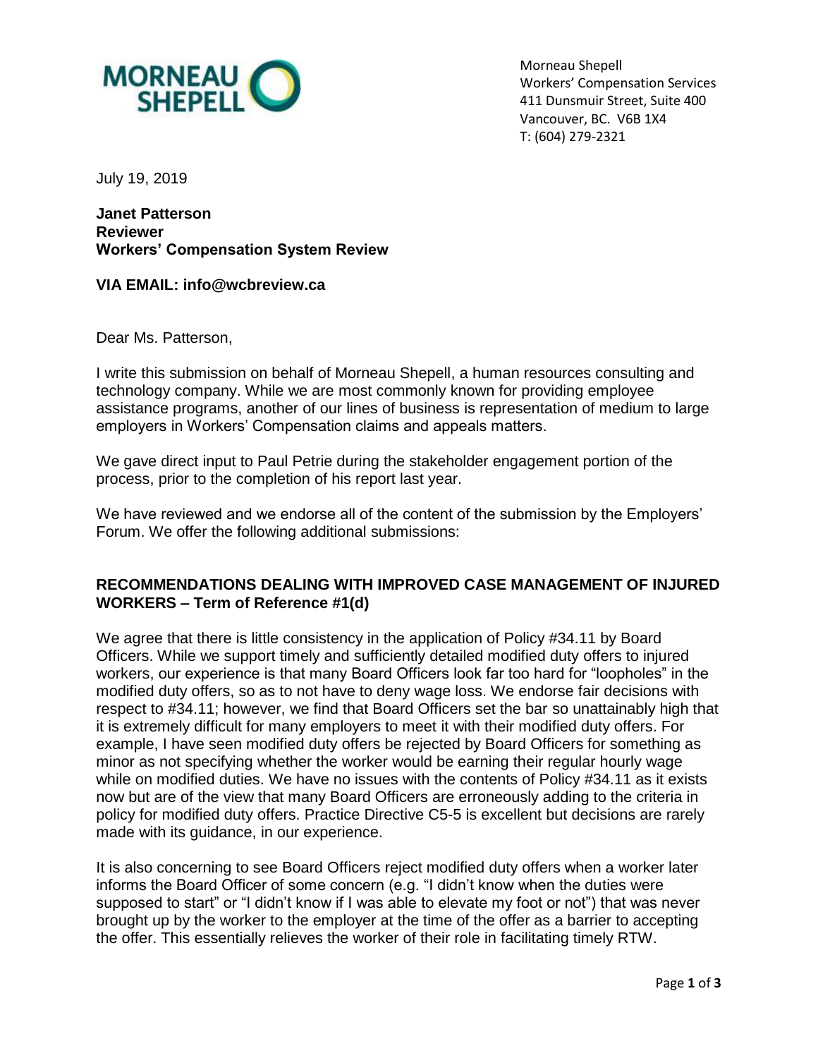Morneau Shepell
Workers' Compensation Services
411 Dunsmuir Street, Suite 400
Vancouver, BC. V6B 1X4
T: (604) 279-2321

July 19, 2019

**Janet Patterson**
**Reviewer**
**Workers' Compensation System Review**

**VIA EMAIL: info@wcbreview.ca**

Dear Ms. Patterson,

I write this submission on behalf of Morneau Shepell, a human resources consulting and technology company. While we are most commonly known for providing employee assistance programs, another of our lines of business is representation of medium to large employers in Workers' Compensation claims and appeals matters.

We gave direct input to Paul Petrie during the stakeholder engagement portion of the process, prior to the completion of his report last year.

We have reviewed and we endorse all of the content of the submission by the Employers' Forum. We offer the following additional submissions:

## RECOMMENDATIONS DEALING WITH IMPROVED CASE MANAGEMENT OF INJURED WORKERS – Term of Reference #1(d)

We agree that there is little consistency in the application of Policy #34.11 by Board Officers. While we support timely and sufficiently detailed modified duty offers to injured workers, our experience is that many Board Officers look far too hard for "loopholes" in the modified duty offers, so as to not have to deny wage loss. We endorse fair decisions with respect to #34.11; however, we find that Board Officers set the bar so unattainably high that it is extremely difficult for many employers to meet it with their modified duty offers. For example, I have seen modified duty offers be rejected by Board Officers for something as minor as not specifying whether the worker would be earning their regular hourly wage while on modified duties. We have no issues with the contents of Policy #34.11 as it exists now but are of the view that many Board Officers are erroneously adding to the criteria in policy for modified duty offers. Practice Directive C5-5 is excellent but decisions are rarely made with its guidance, in our experience.

It is also concerning to see Board Officers reject modified duty offers when a worker later informs the Board Officer of some concern (e.g. "I didn't know when the duties were supposed to start" or "I didn't know if I was able to elevate my foot or not") that was never brought up by the worker to the employer at the time of the offer as a barrier to accepting the offer. This essentially relieves the worker of their role in facilitating timely RTW.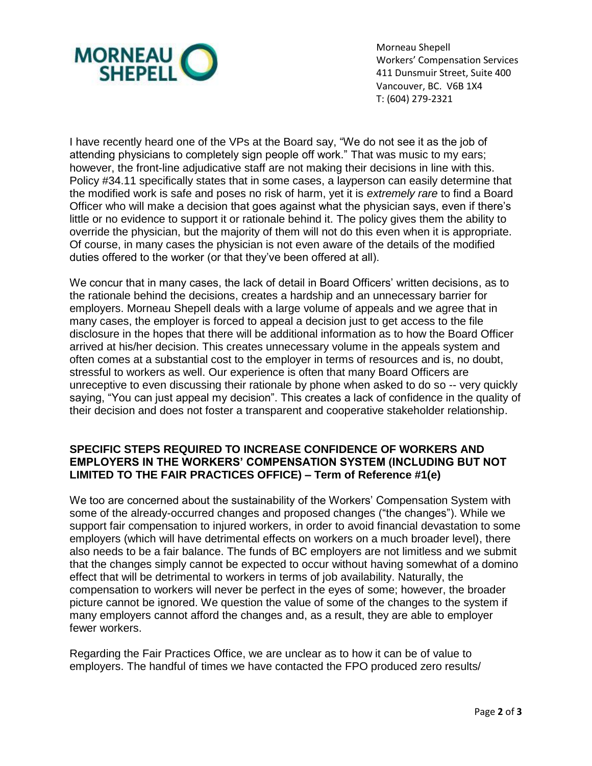Morneau Shepell
Workers' Compensation Services
411 Dunsmuir Street, Suite 400
Vancouver, BC. V6B 1X4
T: (604) 279-2321

I have recently heard one of the VPs at the Board say, "We do not see it as the job of attending physicians to completely sign people off work." That was music to my ears; however, the front-line adjudicative staff are not making their decisions in line with this. Policy #34.11 specifically states that in some cases, a layperson can easily determine that the modified work is safe and poses no risk of harm, yet it is *extremely rare* to find a Board Officer who will make a decision that goes against what the physician says, even if there's little or no evidence to support it or rationale behind it. The policy gives them the ability to override the physician, but the majority of them will not do this even when it is appropriate. Of course, in many cases the physician is not even aware of the details of the modified duties offered to the worker (or that they've been offered at all).

We concur that in many cases, the lack of detail in Board Officers' written decisions, as to the rationale behind the decisions, creates a hardship and an unnecessary barrier for employers. Morneau Shepell deals with a large volume of appeals and we agree that in many cases, the employer is forced to appeal a decision just to get access to the file disclosure in the hopes that there will be additional information as to how the Board Officer arrived at his/her decision. This creates unnecessary volume in the appeals system and often comes at a substantial cost to the employer in terms of resources and is, no doubt, stressful to workers as well. Our experience is often that many Board Officers are unreceptive to even discussing their rationale by phone when asked to do so -- very quickly saying, "You can just appeal my decision". This creates a lack of confidence in the quality of their decision and does not foster a transparent and cooperative stakeholder relationship.

## SPECIFIC STEPS REQUIRED TO INCREASE CONFIDENCE OF WORKERS AND EMPLOYERS IN THE WORKERS' COMPENSATION SYSTEM (INCLUDING BUT NOT LIMITED TO THE FAIR PRACTICES OFFICE) – Term of Reference #1(e)

We too are concerned about the sustainability of the Workers' Compensation System with some of the already-occurred changes and proposed changes ("the changes"). While we support fair compensation to injured workers, in order to avoid financial devastation to some employers (which will have detrimental effects on workers on a much broader level), there also needs to be a fair balance. The funds of BC employers are not limitless and we submit that the changes simply cannot be expected to occur without having somewhat of a domino effect that will be detrimental to workers in terms of job availability. Naturally, the compensation to workers will never be perfect in the eyes of some; however, the broader picture cannot be ignored. We question the value of some of the changes to the system if many employers cannot afford the changes and, as a result, they are able to employer fewer workers.

Regarding the Fair Practices Office, we are unclear as to how it can be of value to employers. The handful of times we have contacted the FPO produced zero results/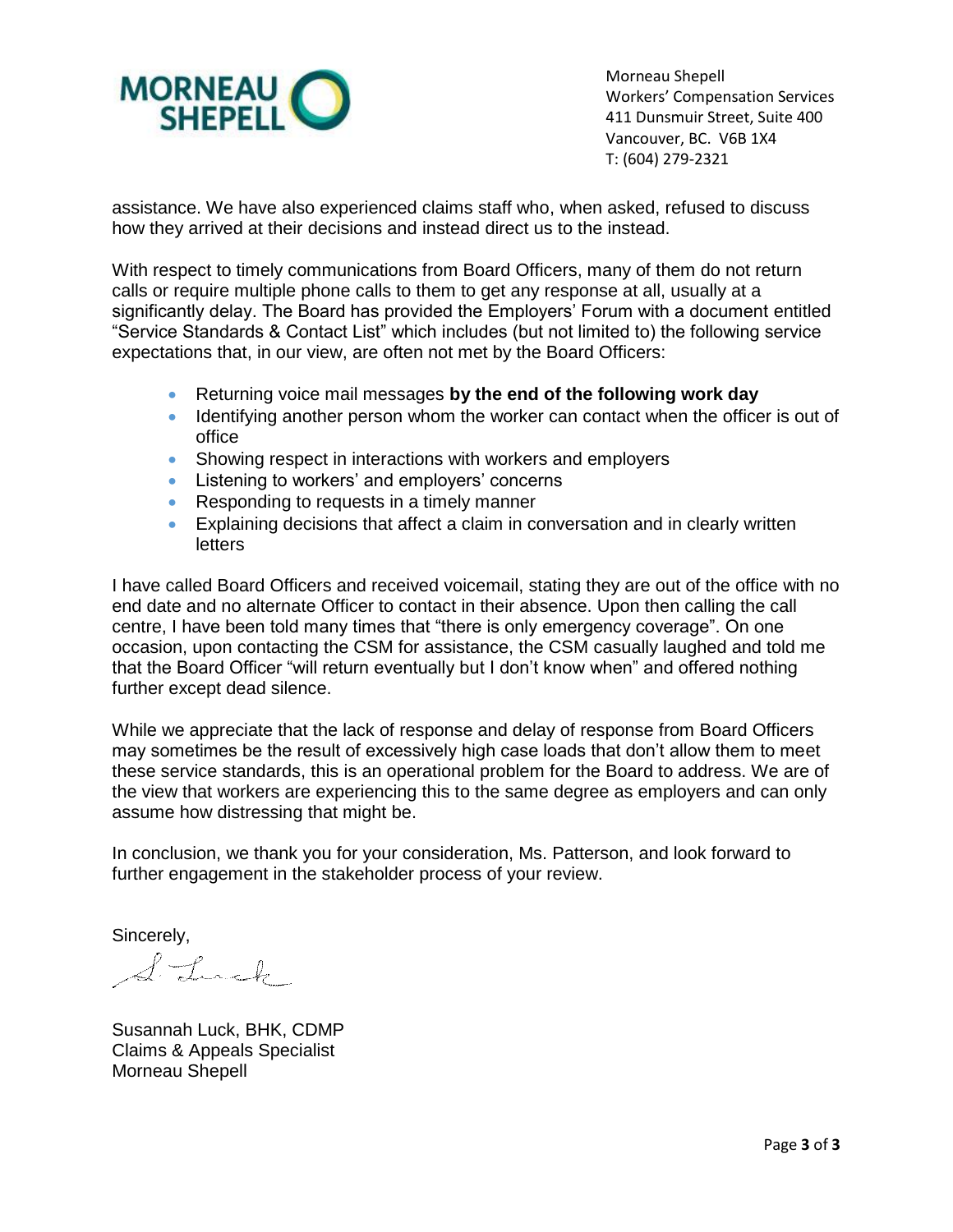Morneau Shepell
Workers' Compensation Services
411 Dunsmuir Street, Suite 400
Vancouver, BC. V6B 1X4
T: (604) 279-2321

assistance. We have also experienced claims staff who, when asked, refused to discuss how they arrived at their decisions and instead direct us to the instead.

With respect to timely communications from Board Officers, many of them do not return calls or require multiple phone calls to them to get any response at all, usually at a significantly delay. The Board has provided the Employers' Forum with a document entitled "Service Standards & Contact List" which includes (but not limited to) the following service expectations that, in our view, are often not met by the Board Officers:

- Returning voice mail messages **by the end of the following work day**
- Identifying another person whom the worker can contact when the officer is out of office
- Showing respect in interactions with workers and employers
- Listening to workers' and employers' concerns
- Responding to requests in a timely manner
- Explaining decisions that affect a claim in conversation and in clearly written letters

I have called Board Officers and received voicemail, stating they are out of the office with no end date and no alternate Officer to contact in their absence. Upon then calling the call centre, I have been told many times that "there is only emergency coverage". On one occasion, upon contacting the CSM for assistance, the CSM casually laughed and told me that the Board Officer "will return eventually but I don't know when" and offered nothing further except dead silence.

While we appreciate that the lack of response and delay of response from Board Officers may sometimes be the result of excessively high case loads that don't allow them to meet these service standards, this is an operational problem for the Board to address. We are of the view that workers are experiencing this to the same degree as employers and can only assume how distressing that might be.

In conclusion, we thank you for your consideration, Ms. Patterson, and look forward to further engagement in the stakeholder process of your review.

Sincerely,

S. Luck

Susannah Luck, BHK, CDMP
Claims & Appeals Specialist
Morneau Shepell